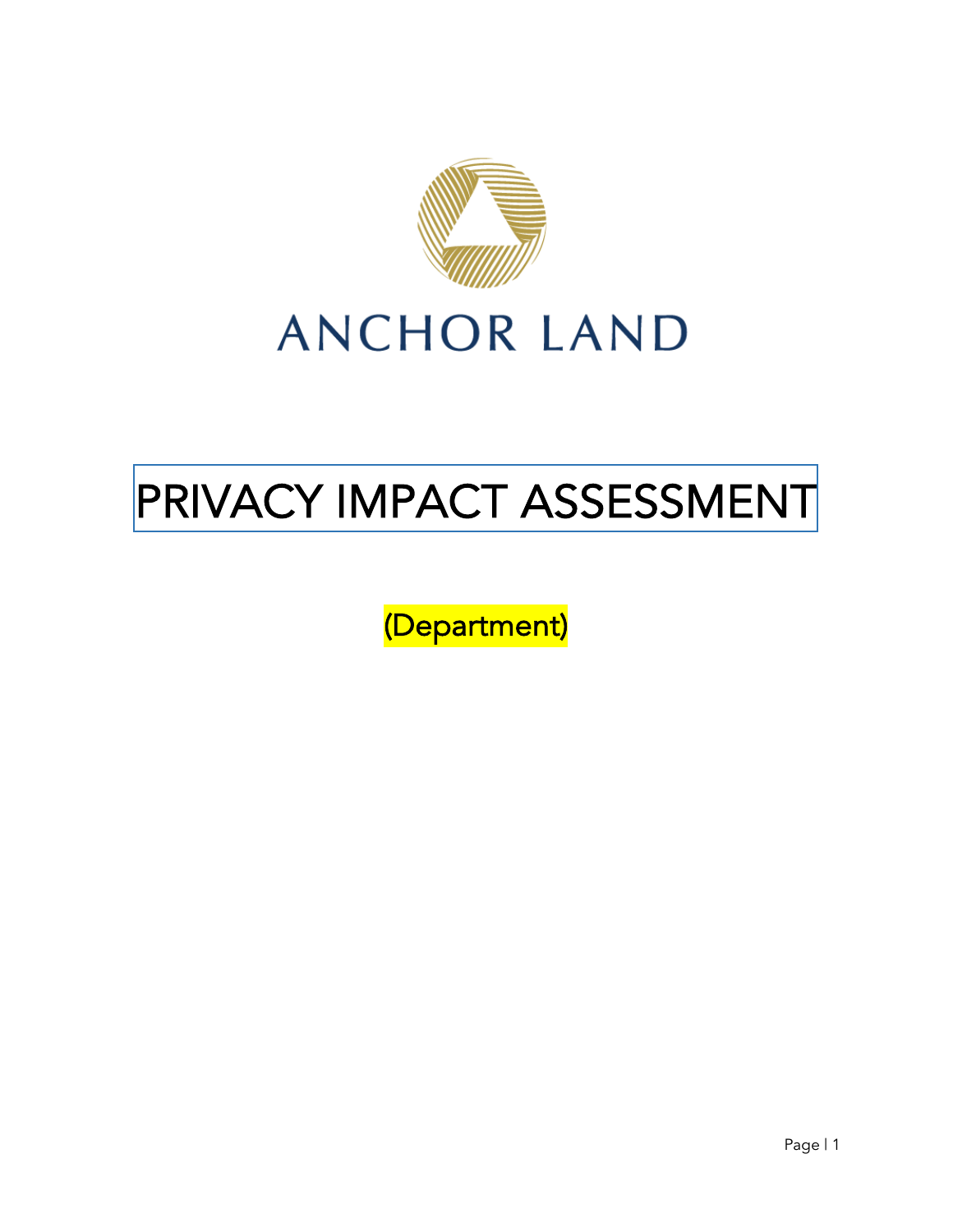ANCHOR LAND

# PRIVACY IMPACT ASSESSMENT

(Department)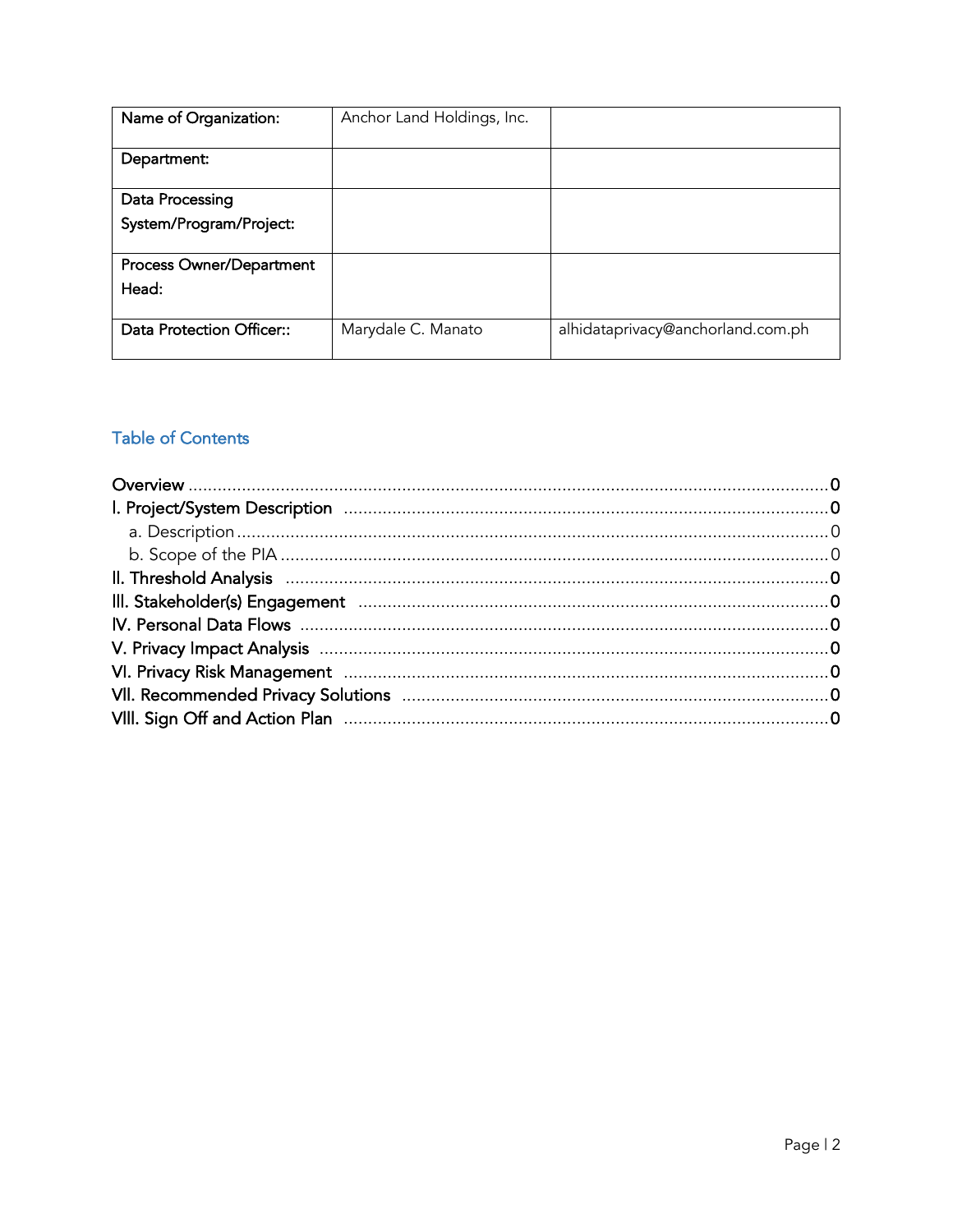| Name of Organization: | Anchor Land Holdings, Inc. | |
|---|---|---|
| Department: | | |
| Data Processing System/Program/Project: | | |
| Process Owner/Department Head: | | |
| Data Protection Officer:: | Marydale C. Manato | alhidataprivacy@anchorland.com.ph |

## Table of Contents

- Overview ........ 0
- I. Project/System Description ........ 0
  - a. Description ........ 0
  - b. Scope of the PIA ........ 0
- II. Threshold Analysis ........ 0
- III. Stakeholder(s) Engagement ........ 0
- IV. Personal Data Flows ........ 0
- V. Privacy Impact Analysis ........ 0
- VI. Privacy Risk Management ........ 0
- VII. Recommended Privacy Solutions ........ 0
- VIII. Sign Off and Action Plan ........ 0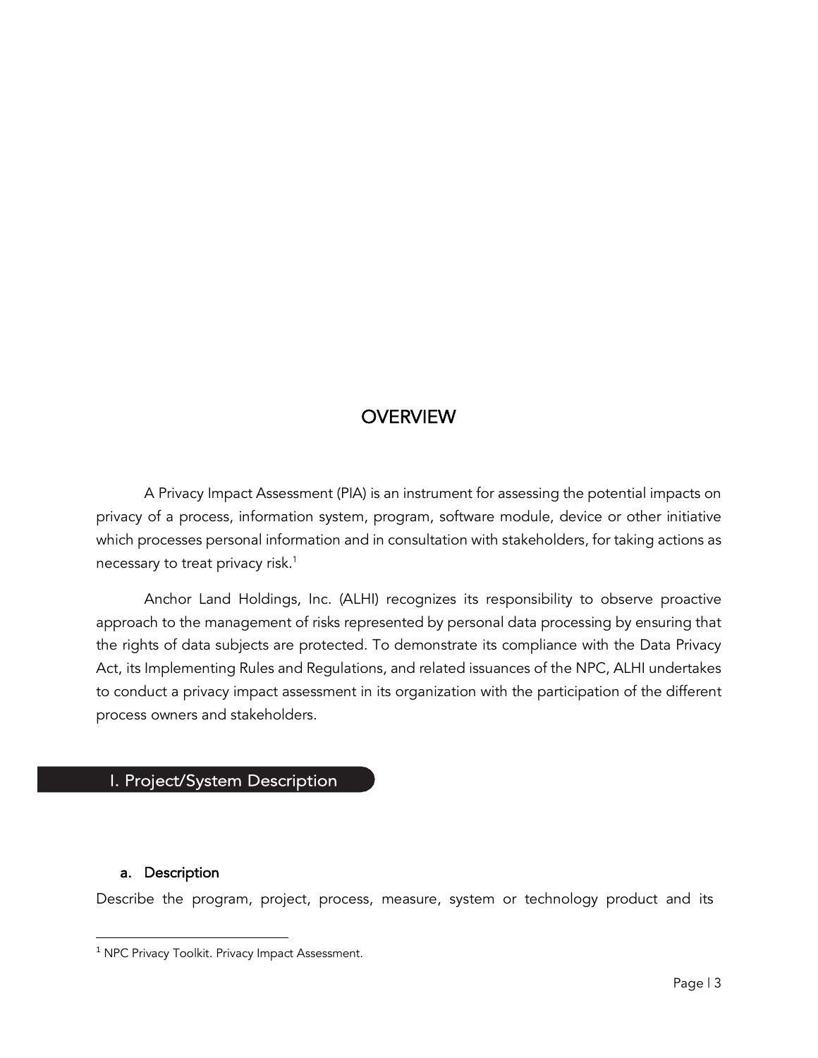# OVERVIEW

A Privacy Impact Assessment (PIA) is an instrument for assessing the potential impacts on privacy of a process, information system, program, software module, device or other initiative which processes personal information and in consultation with stakeholders, for taking actions as necessary to treat privacy risk.[1]

Anchor Land Holdings, Inc. (ALHI) recognizes its responsibility to observe proactive approach to the management of risks represented by personal data processing by ensuring that the rights of data subjects are protected. To demonstrate its compliance with the Data Privacy Act, its Implementing Rules and Regulations, and related issuances of the NPC, ALHI undertakes to conduct a privacy impact assessment in its organization with the participation of the different process owners and stakeholders.

## I. Project/System Description

### a. Description

Describe the program, project, process, measure, system or technology product and its

[1] NPC Privacy Toolkit. Privacy Impact Assessment.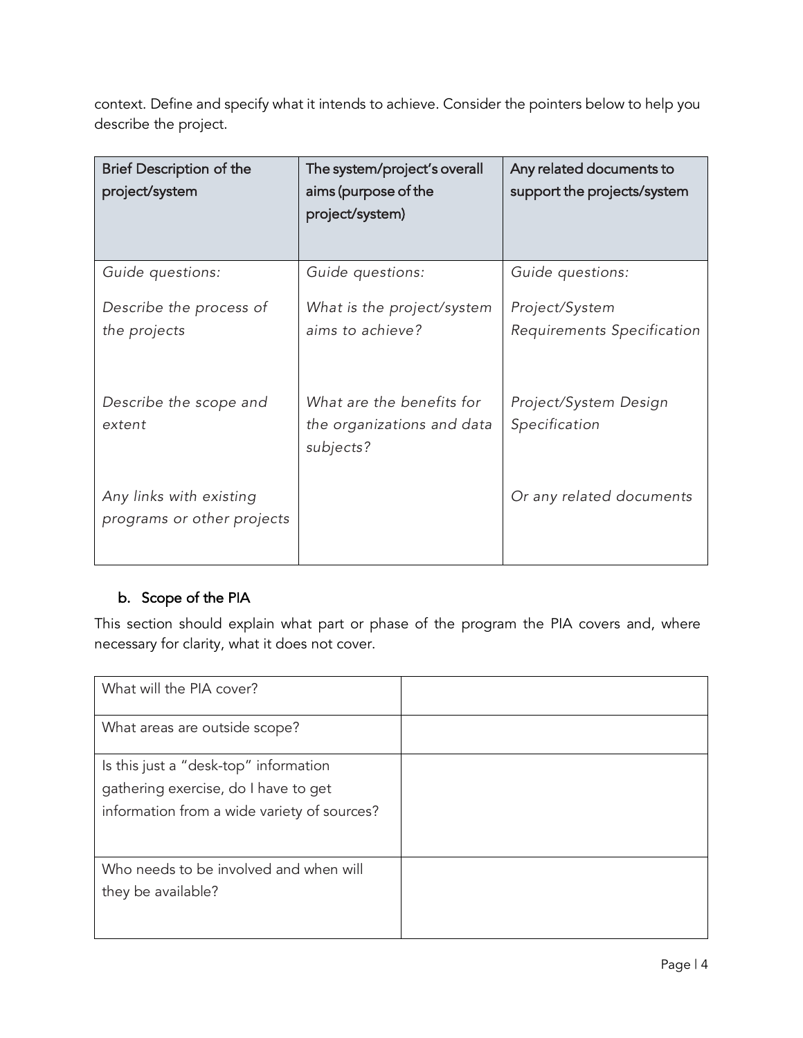context. Define and specify what it intends to achieve. Consider the pointers below to help you describe the project.

| Brief Description of the project/system | The system/project's overall aims (purpose of the project/system) | Any related documents to support the projects/system |
|---|---|---|
| *Guide questions:*<br><br>*Describe the process of the projects*<br><br>*Describe the scope and extent*<br><br>*Any links with existing programs or other projects* | *Guide questions:*<br><br>*What is the project/system aims to achieve?*<br><br>*What are the benefits for the organizations and data subjects?* | *Guide questions:*<br><br>*Project/System Requirements Specification*<br><br>*Project/System Design Specification*<br><br>*Or any related documents* |

### b. Scope of the PIA

This section should explain what part or phase of the program the PIA covers and, where necessary for clarity, what it does not cover.

| | |
|---|---|
| What will the PIA cover? | |
| What areas are outside scope? | |
| Is this just a "desk-top" information gathering exercise, do I have to get information from a wide variety of sources? | |
| Who needs to be involved and when will they be available? | |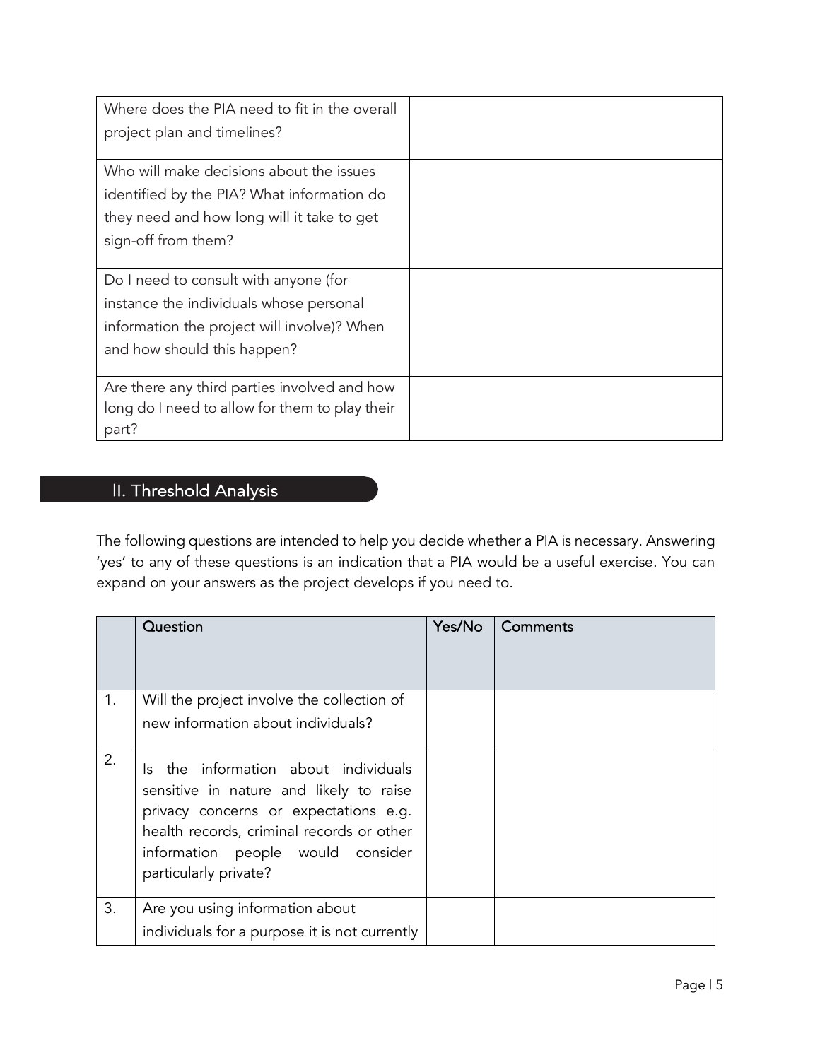| | |
|---|---|
| Where does the PIA need to fit in the overall project plan and timelines? | |
| Who will make decisions about the issues identified by the PIA? What information do they need and how long will it take to get sign-off from them? | |
| Do I need to consult with anyone (for instance the individuals whose personal information the project will involve)? When and how should this happen? | |
| Are there any third parties involved and how long do I need to allow for them to play their part? | |

## II. Threshold Analysis

The following questions are intended to help you decide whether a PIA is necessary. Answering 'yes' to any of these questions is an indication that a PIA would be a useful exercise. You can expand on your answers as the project develops if you need to.

| | Question | Yes/No | Comments |
|---|---|---|---|
| 1. | Will the project involve the collection of new information about individuals? | | |
| 2. | Is the information about individuals sensitive in nature and likely to raise privacy concerns or expectations e.g. health records, criminal records or other information people would consider particularly private? | | |
| 3. | Are you using information about individuals for a purpose it is not currently | | |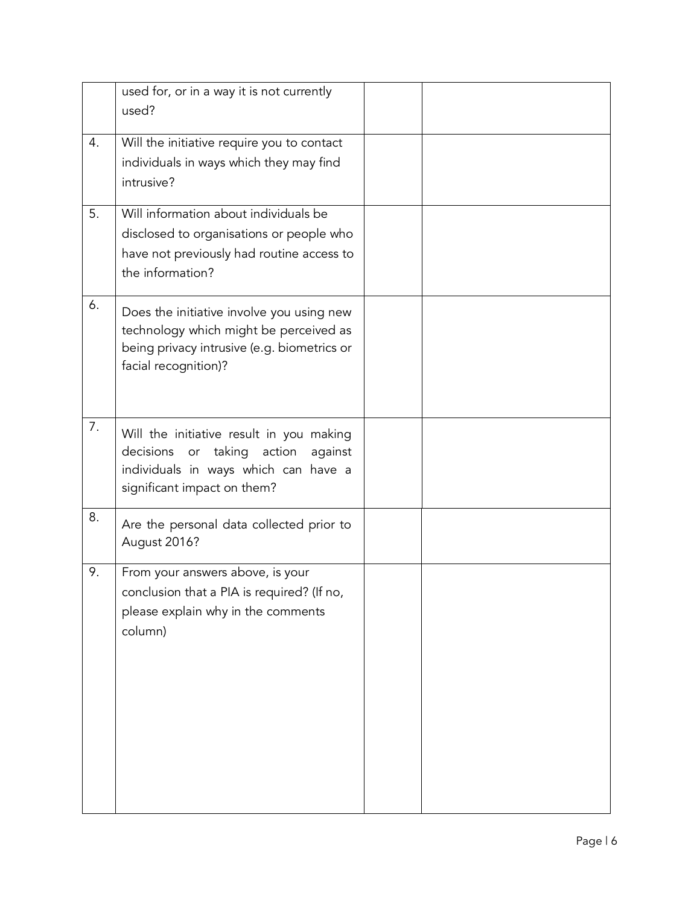|  |  |  |  |
|---|---|---|---|
|  | used for, or in a way it is not currently used? |  |  |
| 4. | Will the initiative require you to contact individuals in ways which they may find intrusive? |  |  |
| 5. | Will information about individuals be disclosed to organisations or people who have not previously had routine access to the information? |  |  |
| 6. | Does the initiative involve you using new technology which might be perceived as being privacy intrusive (e.g. biometrics or facial recognition)? |  |  |
| 7. | Will the initiative result in you making decisions or taking action against individuals in ways which can have a significant impact on them? |  |  |
| 8. | Are the personal data collected prior to August 2016? |  |  |
| 9. | From your answers above, is your conclusion that a PIA is required? (If no, please explain why in the comments column) |  |  |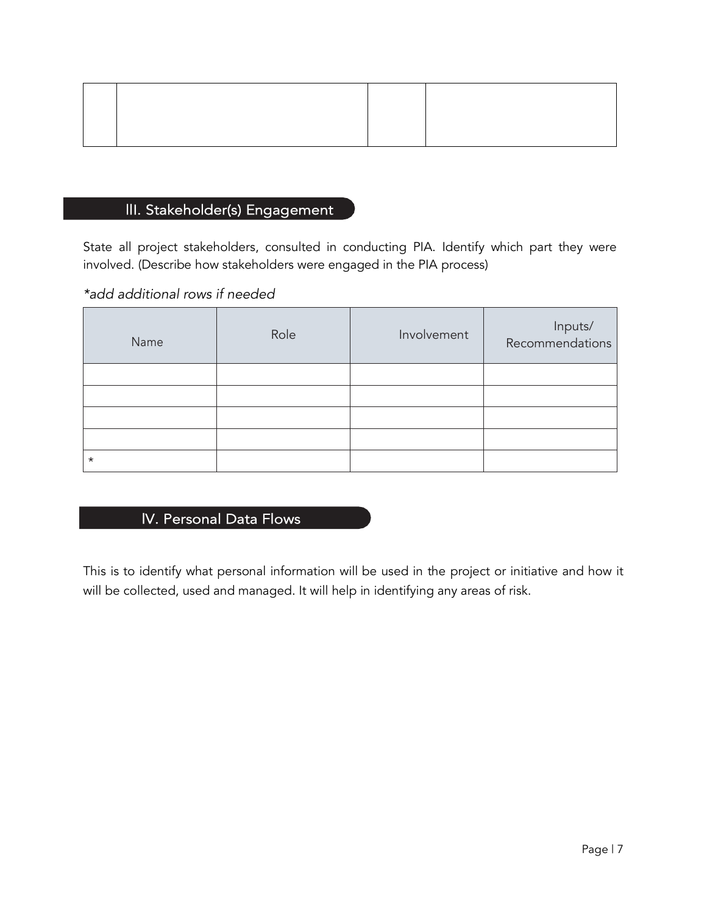| | | | |
|---|---|---|---|
| | | | |

## III. Stakeholder(s) Engagement

State all project stakeholders, consulted in conducting PIA. Identify which part they were involved. (Describe how stakeholders were engaged in the PIA process)

*\*add additional rows if needed*

| Name | Role | Involvement | Inputs/ Recommendations |
|---|---|---|---|
| | | | |
| | | | |
| | | | |
| | | | |
| * | | | |

## IV. Personal Data Flows

This is to identify what personal information will be used in the project or initiative and how it will be collected, used and managed. It will help in identifying any areas of risk.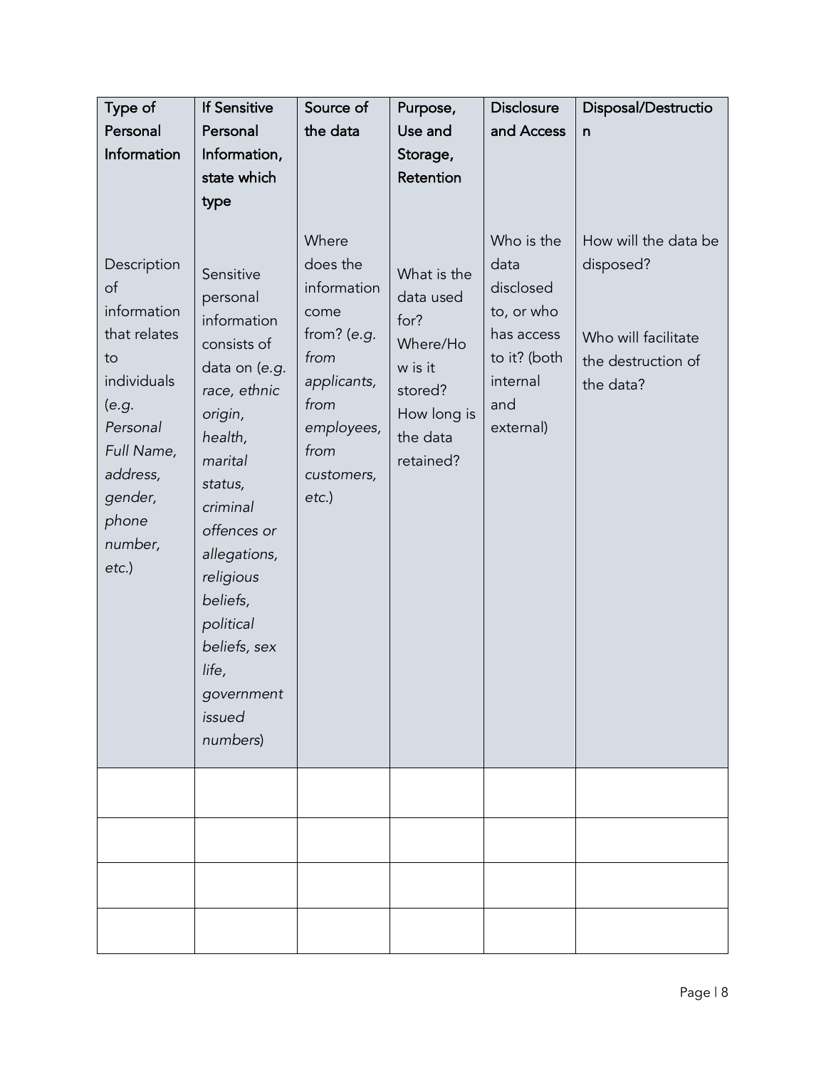| Type of Personal Information | If Sensitive Personal Information, state which type | Source of the data | Purpose, Use and Storage, Retention | Disclosure and Access | Disposal/Destruction |
|---|---|---|---|---|---|
| Description of information that relates to individuals (*e.g. Personal Full Name, address, gender, phone number, etc.*) | Sensitive personal information consists of data on (*e.g. race, ethnic origin, health, marital status, criminal offences or allegations, religious beliefs, political beliefs, sex life, government issued numbers*) | Where does the information come from? (*e.g. from applicants, from employees, from customers, etc.*) | What is the data used for? Where/How is it stored? How long is the data retained? | Who is the data disclosed to, or who has access to it? (both internal and external) | How will the data be disposed? Who will facilitate the destruction of the data? |
| | | | | | |
| | | | | | |
| | | | | | |
| | | | | | |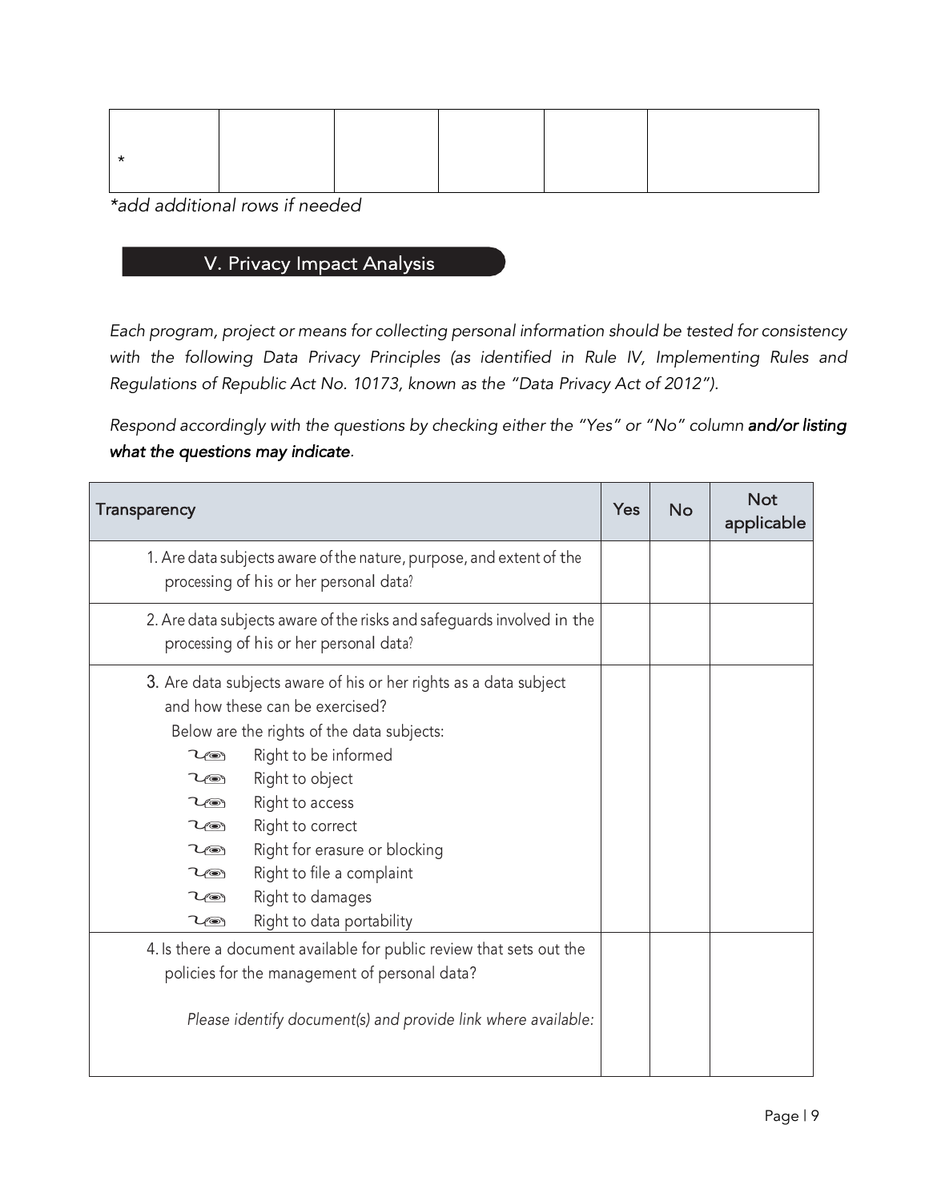| * | | | | | |
|---|---|---|---|---|---|

*\*add additional rows if needed*

## V. Privacy Impact Analysis

*Each program, project or means for collecting personal information should be tested for consistency with the following Data Privacy Principles (as identified in Rule IV, Implementing Rules and Regulations of Republic Act No. 10173, known as the "Data Privacy Act of 2012").*

*Respond accordingly with the questions by checking either the "Yes" or "No" column **and/or listing what the questions may indicate**.*

| Transparency | Yes | No | Not applicable |
|---|---|---|---|
| 1. Are data subjects aware of the nature, purpose, and extent of the processing of his or her personal data? | | | |
| 2. Are data subjects aware of the risks and safeguards involved in the processing of his or her personal data? | | | |
| 3. Are data subjects aware of his or her rights as a data subject and how these can be exercised?<br>Below are the rights of the data subjects:<br>- Right to be informed<br>- Right to object<br>- Right to access<br>- Right to correct<br>- Right for erasure or blocking<br>- Right to file a complaint<br>- Right to damages<br>- Right to data portability | | | |
| 4. Is there a document available for public review that sets out the policies for the management of personal data?<br><br>*Please identify document(s) and provide link where available:* | | | |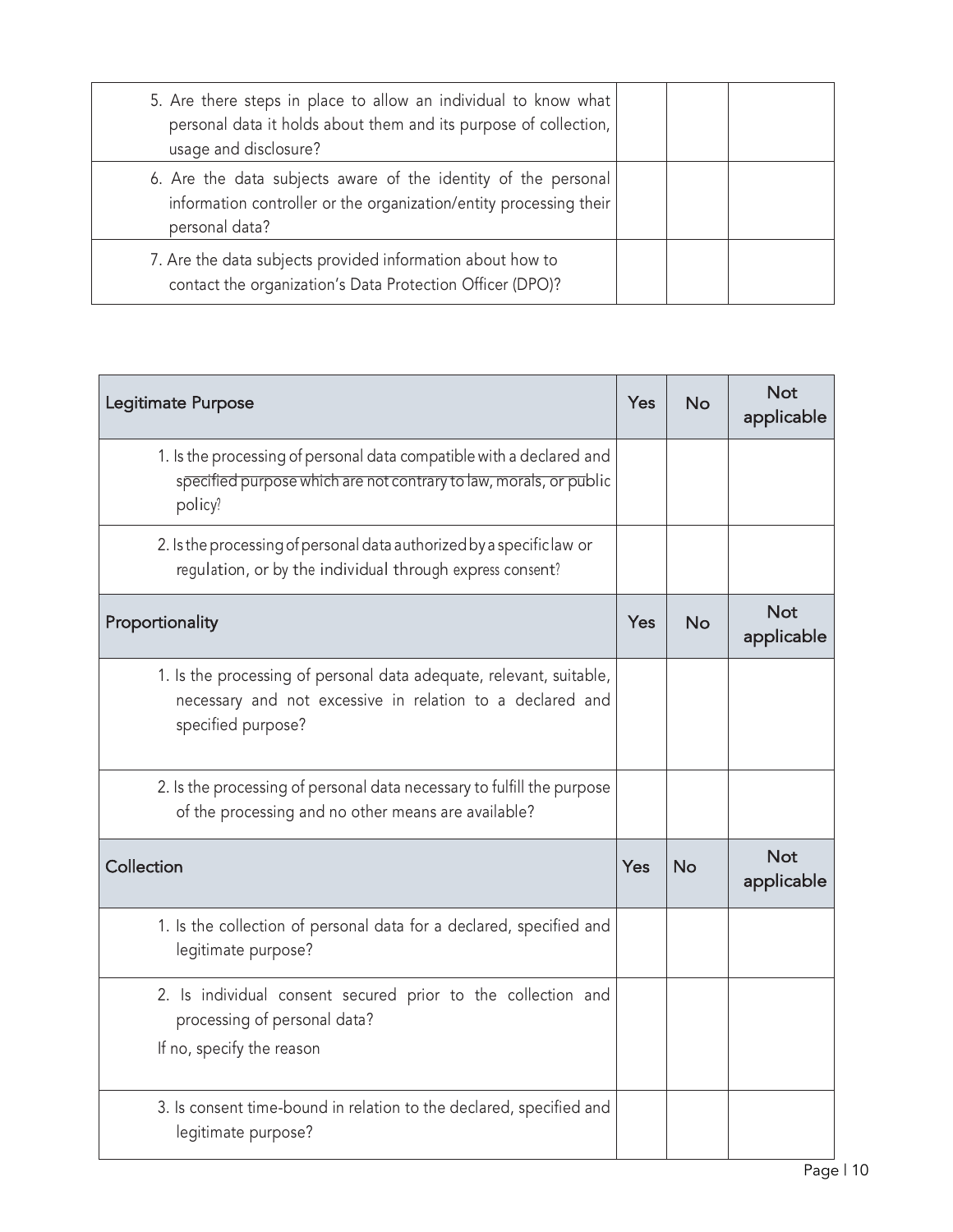| | | | |
|---|---|---|---|
| 5. Are there steps in place to allow an individual to know what personal data it holds about them and its purpose of collection, usage and disclosure? | | | |
| 6. Are the data subjects aware of the identity of the personal information controller or the organization/entity processing their personal data? | | | |
| 7. Are the data subjects provided information about how to contact the organization's Data Protection Officer (DPO)? | | | |

| Legitimate Purpose | Yes | No | Not applicable |
|---|---|---|---|
| 1. Is the processing of personal data compatible with a declared and specified purpose which are not contrary to law, morals, or public policy? | | | |
| 2. Is the processing of personal data authorized by a specific law or regulation, or by the individual through express consent? | | | |
| **Proportionality** | **Yes** | **No** | **Not applicable** |
| 1. Is the processing of personal data adequate, relevant, suitable, necessary and not excessive in relation to a declared and specified purpose? | | | |
| 2. Is the processing of personal data necessary to fulfill the purpose of the processing and no other means are available? | | | |
| **Collection** | **Yes** | **No** | **Not applicable** |
| 1. Is the collection of personal data for a declared, specified and legitimate purpose? | | | |
| 2. Is individual consent secured prior to the collection and processing of personal data?<br>If no, specify the reason | | | |
| 3. Is consent time-bound in relation to the declared, specified and legitimate purpose? | | | |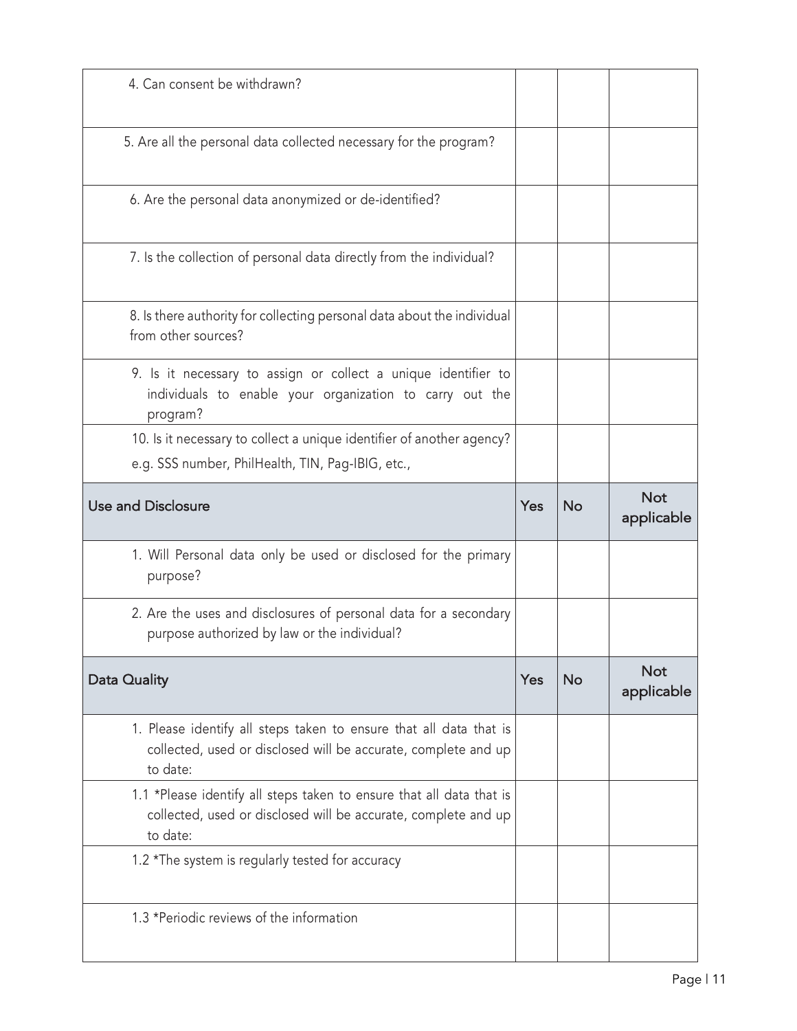| | | | |
|---|---|---|---|
| 4. Can consent be withdrawn? | | | |
| 5. Are all the personal data collected necessary for the program? | | | |
| 6. Are the personal data anonymized or de-identified? | | | |
| 7. Is the collection of personal data directly from the individual? | | | |
| 8. Is there authority for collecting personal data about the individual from other sources? | | | |
| 9. Is it necessary to assign or collect a unique identifier to individuals to enable your organization to carry out the program? | | | |
| 10. Is it necessary to collect a unique identifier of another agency? e.g. SSS number, PhilHealth, TIN, Pag-IBIG, etc., | | | |
| **Use and Disclosure** | **Yes** | **No** | **Not applicable** |
| 1. Will Personal data only be used or disclosed for the primary purpose? | | | |
| 2. Are the uses and disclosures of personal data for a secondary purpose authorized by law or the individual? | | | |
| **Data Quality** | **Yes** | **No** | **Not applicable** |
| 1. Please identify all steps taken to ensure that all data that is collected, used or disclosed will be accurate, complete and up to date: | | | |
| 1.1 *Please identify all steps taken to ensure that all data that is collected, used or disclosed will be accurate, complete and up to date: | | | |
| 1.2 *The system is regularly tested for accuracy | | | |
| 1.3 *Periodic reviews of the information | | | |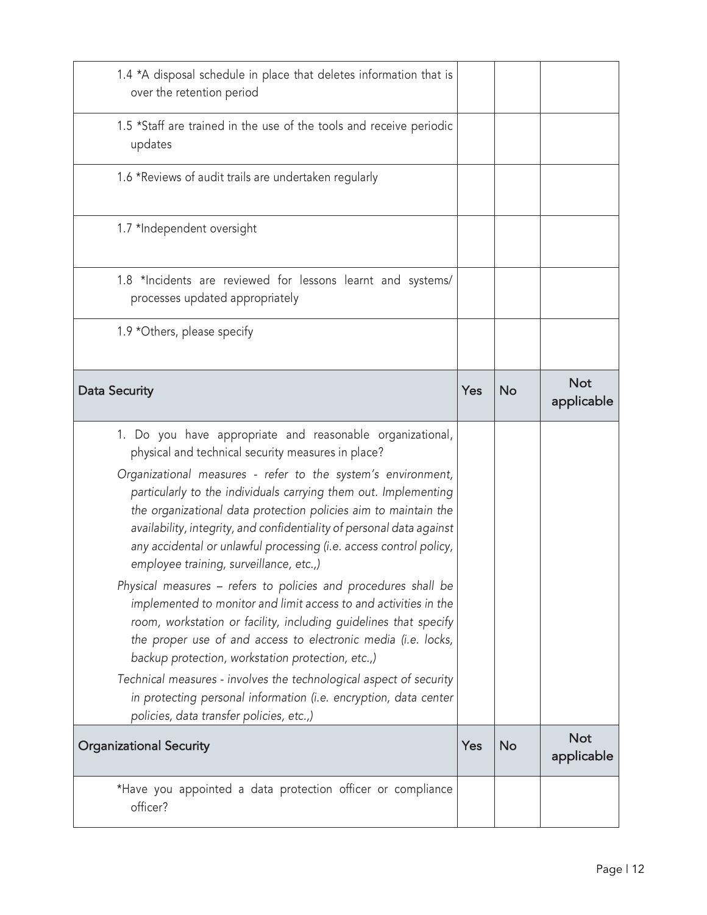| | | | |
|---|---|---|---|
| 1.4 *A disposal schedule in place that deletes information that is over the retention period | | | |
| 1.5 *Staff are trained in the use of the tools and receive periodic updates | | | |
| 1.6 *Reviews of audit trails are undertaken regularly | | | |
| 1.7 *Independent oversight | | | |
| 1.8 *Incidents are reviewed for lessons learnt and systems/ processes updated appropriately | | | |
| 1.9 *Others, please specify | | | |
| **Data Security** | **Yes** | **No** | **Not applicable** |
| 1. Do you have appropriate and reasonable organizational, physical and technical security measures in place?<br>*Organizational measures - refer to the system's environment, particularly to the individuals carrying them out. Implementing the organizational data protection policies aim to maintain the availability, integrity, and confidentiality of personal data against any accidental or unlawful processing (i.e. access control policy, employee training, surveillance, etc.,)*<br>*Physical measures – refers to policies and procedures shall be implemented to monitor and limit access to and activities in the room, workstation or facility, including guidelines that specify the proper use of and access to electronic media (i.e. locks, backup protection, workstation protection, etc.,)*<br>*Technical measures - involves the technological aspect of security in protecting personal information (i.e. encryption, data center policies, data transfer policies, etc.,)* | | | |
| **Organizational Security** | **Yes** | **No** | **Not applicable** |
| *Have you appointed a data protection officer or compliance officer? | | | |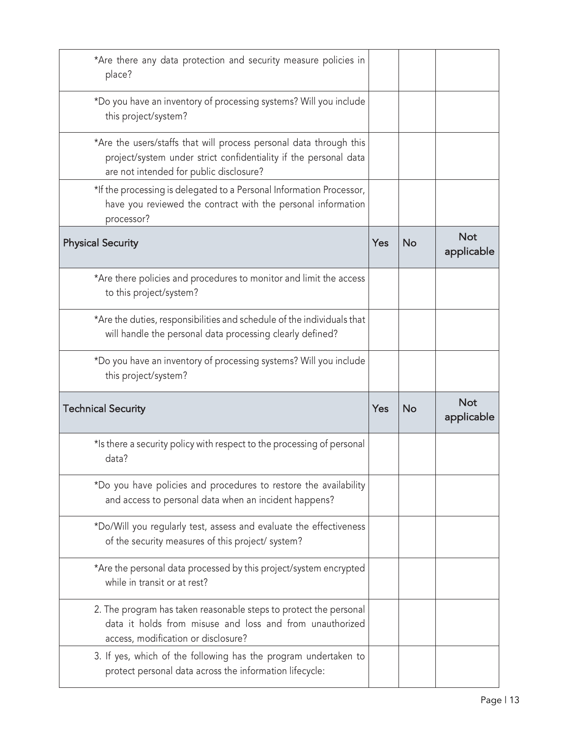| | | | |
|---|---|---|---|
| *Are there any data protection and security measure policies in place? | | | |
| *Do you have an inventory of processing systems? Will you include this project/system? | | | |
| *Are the users/staffs that will process personal data through this project/system under strict confidentiality if the personal data are not intended for public disclosure? | | | |
| *If the processing is delegated to a Personal Information Processor, have you reviewed the contract with the personal information processor? | | | |
| **Physical Security** | **Yes** | **No** | **Not applicable** |
| *Are there policies and procedures to monitor and limit the access to this project/system? | | | |
| *Are the duties, responsibilities and schedule of the individuals that will handle the personal data processing clearly defined? | | | |
| *Do you have an inventory of processing systems? Will you include this project/system? | | | |
| **Technical Security** | **Yes** | **No** | **Not applicable** |
| *Is there a security policy with respect to the processing of personal data? | | | |
| *Do you have policies and procedures to restore the availability and access to personal data when an incident happens? | | | |
| *Do/Will you regularly test, assess and evaluate the effectiveness of the security measures of this project/ system? | | | |
| *Are the personal data processed by this project/system encrypted while in transit or at rest? | | | |
| 2. The program has taken reasonable steps to protect the personal data it holds from misuse and loss and from unauthorized access, modification or disclosure? | | | |
| 3. If yes, which of the following has the program undertaken to protect personal data across the information lifecycle: | | | |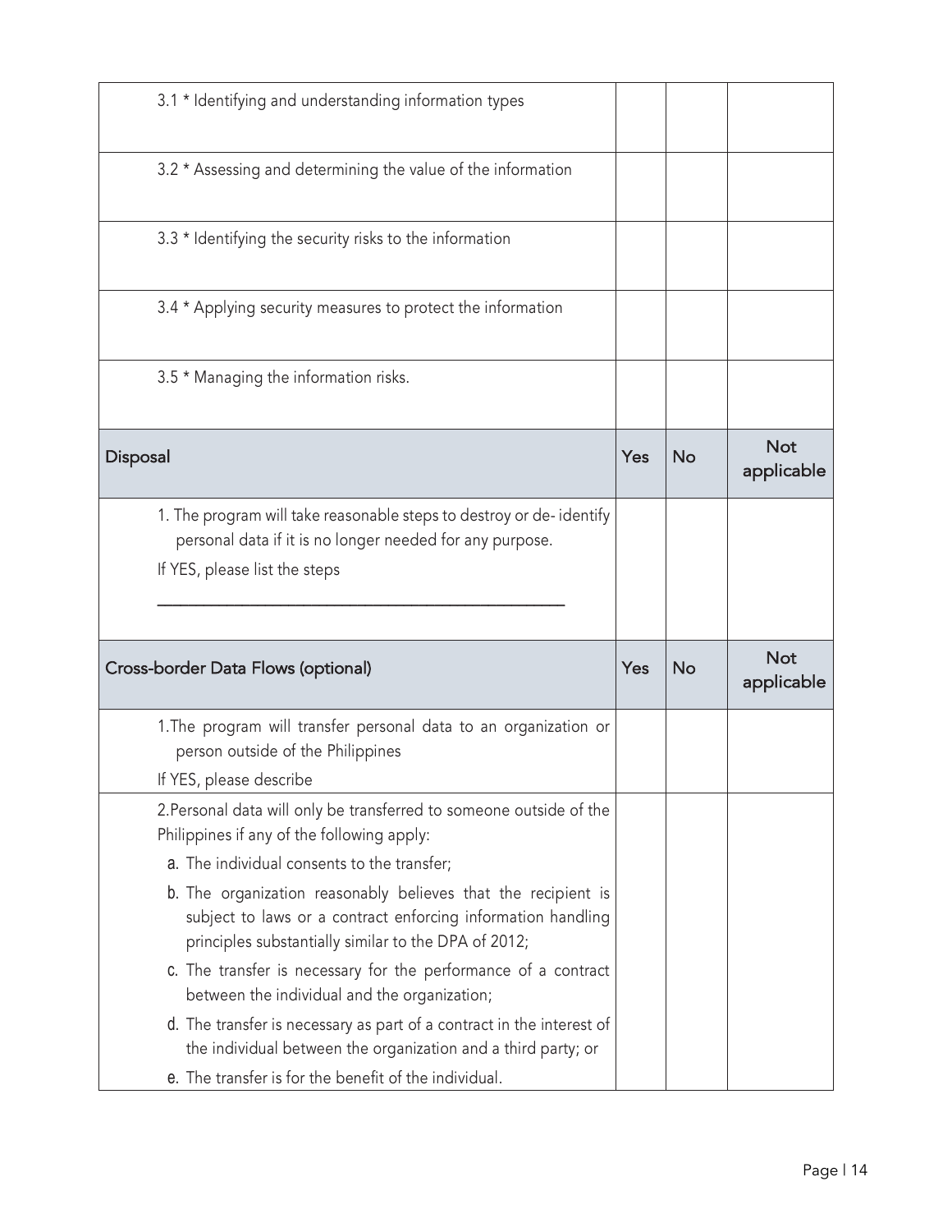| | | | |
|---|---|---|---|
| 3.1 * Identifying and understanding information types | | | |
| 3.2 * Assessing and determining the value of the information | | | |
| 3.3 * Identifying the security risks to the information | | | |
| 3.4 * Applying security measures to protect the information | | | |
| 3.5 * Managing the information risks. | | | |
| **Disposal** | **Yes** | **No** | **Not applicable** |
| 1. The program will take reasonable steps to destroy or de- identify personal data if it is no longer needed for any purpose. <br> If YES, please list the steps <br> ___________________________________________ | | | |
| **Cross-border Data Flows (optional)** | **Yes** | **No** | **Not applicable** |
| 1.The program will transfer personal data to an organization or person outside of the Philippines <br> If YES, please describe | | | |
| 2.Personal data will only be transferred to someone outside of the Philippines if any of the following apply: <br> a. The individual consents to the transfer; <br> b. The organization reasonably believes that the recipient is subject to laws or a contract enforcing information handling principles substantially similar to the DPA of 2012; <br> c. The transfer is necessary for the performance of a contract between the individual and the organization; <br> d. The transfer is necessary as part of a contract in the interest of the individual between the organization and a third party; or <br> e. The transfer is for the benefit of the individual. | | | |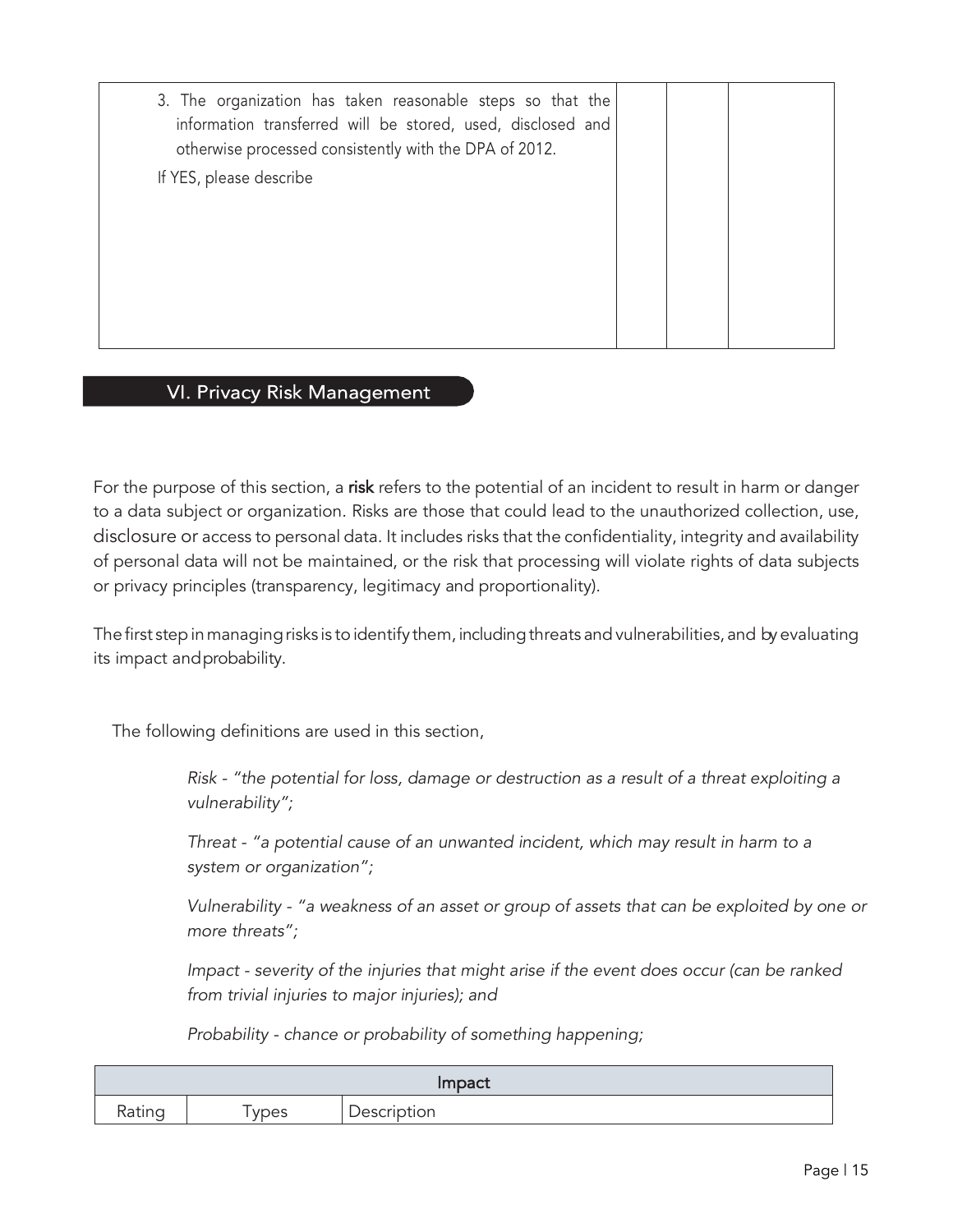| 3. The organization has taken reasonable steps so that the information transferred will be stored, used, disclosed and otherwise processed consistently with the DPA of 2012.<br><br>If YES, please describe | | | |
|---|---|---|---|

## VI. Privacy Risk Management

For the purpose of this section, a **risk** refers to the potential of an incident to result in harm or danger to a data subject or organization. Risks are those that could lead to the unauthorized collection, use, disclosure or access to personal data. It includes risks that the confidentiality, integrity and availability of personal data will not be maintained, or the risk that processing will violate rights of data subjects or privacy principles (transparency, legitimacy and proportionality).

The first step in managing risks is to identify them, including threats and vulnerabilities, and by evaluating its impact and probability.

The following definitions are used in this section,

*Risk - "the potential for loss, damage or destruction as a result of a threat exploiting a vulnerability";*

*Threat - "a potential cause of an unwanted incident, which may result in harm to a system or organization";*

*Vulnerability - "a weakness of an asset or group of assets that can be exploited by one or more threats";*

*Impact - severity of the injuries that might arise if the event does occur (can be ranked from trivial injuries to major injuries); and*

*Probability - chance or probability of something happening;*

| Impact | | |
|---|---|---|
| Rating | Types | Description |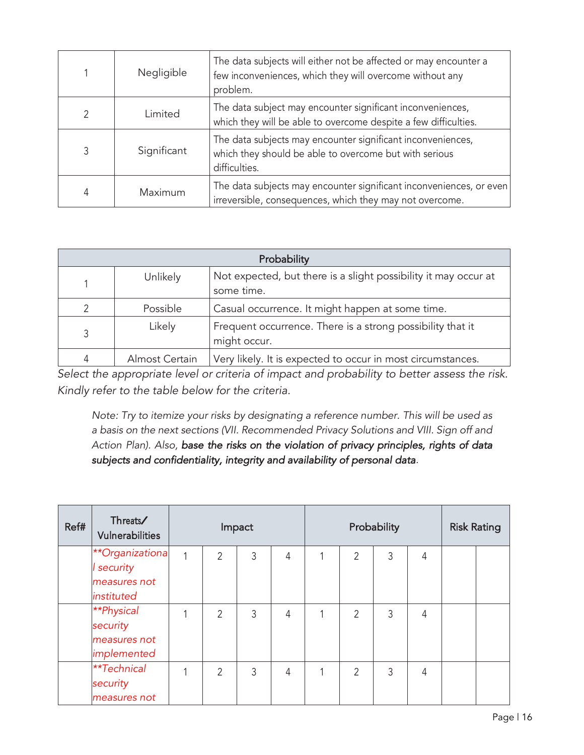| | | |
|---|---|---|
| 1 | Negligible | The data subjects will either not be affected or may encounter a few inconveniences, which they will overcome without any problem. |
| 2 | Limited | The data subject may encounter significant inconveniences, which they will be able to overcome despite a few difficulties. |
| 3 | Significant | The data subjects may encounter significant inconveniences, which they should be able to overcome but with serious difficulties. |
| 4 | Maximum | The data subjects may encounter significant inconveniences, or even irreversible, consequences, which they may not overcome. |

| Probability | | |
|---|---|---|
| 1 | Unlikely | Not expected, but there is a slight possibility it may occur at some time. |
| 2 | Possible | Casual occurrence. It might happen at some time. |
| 3 | Likely | Frequent occurrence. There is a strong possibility that it might occur. |
| 4 | Almost Certain | Very likely. It is expected to occur in most circumstances. |

*Select the appropriate level or criteria of impact and probability to better assess the risk. Kindly refer to the table below for the criteria.*

> *Note: Try to itemize your risks by designating a reference number. This will be used as a basis on the next sections (VII. Recommended Privacy Solutions and VIII. Sign off and Action Plan). Also,* ***base the risks on the violation of privacy principles, rights of data subjects and confidentiality, integrity and availability of personal data****.*

| Ref# | Threats/ Vulnerabilities | Impact | | | | Probability | | | | Risk Rating | |
|---|---|---|---|---|---|---|---|---|---|---|---|
| | *\*\*Organizational security measures not instituted* | 1 | 2 | 3 | 4 | 1 | 2 | 3 | 4 | | |
| | *\*\*Physical security measures not implemented* | 1 | 2 | 3 | 4 | 1 | 2 | 3 | 4 | | |
| | *\*\*Technical security measures not* | 1 | 2 | 3 | 4 | 1 | 2 | 3 | 4 | | |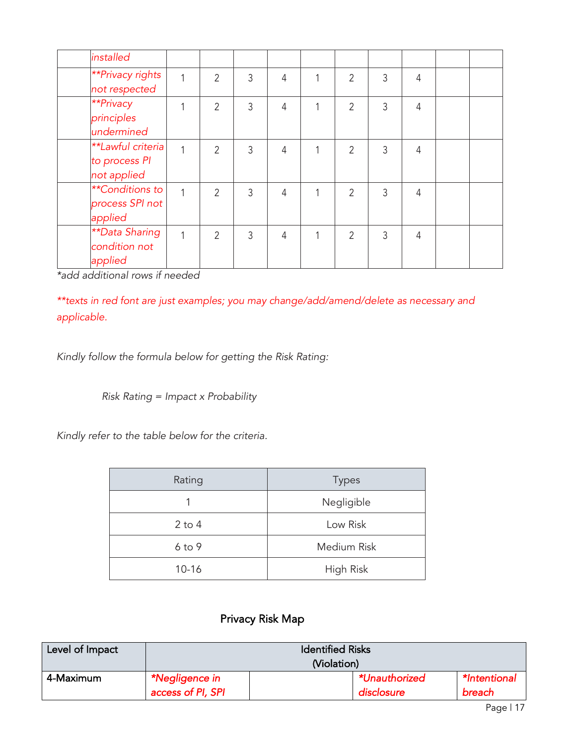| | | | | | | | | | | | |
|---|---|---|---|---|---|---|---|---|---|---|---|
| | installed | | | | | | | | | | |
| | **Privacy rights not respected | 1 | 2 | 3 | 4 | 1 | 2 | 3 | 4 | | |
| | **Privacy principles undermined | 1 | 2 | 3 | 4 | 1 | 2 | 3 | 4 | | |
| | **Lawful criteria to process PI not applied | 1 | 2 | 3 | 4 | 1 | 2 | 3 | 4 | | |
| | **Conditions to process SPI not applied | 1 | 2 | 3 | 4 | 1 | 2 | 3 | 4 | | |
| | **Data Sharing condition not applied | 1 | 2 | 3 | 4 | 1 | 2 | 3 | 4 | | |

*\*add additional rows if needed*

*\*\*texts in red font are just examples; you may change/add/amend/delete as necessary and applicable.*

*Kindly follow the formula below for getting the Risk Rating:*

*Risk Rating = Impact x Probability*

*Kindly refer to the table below for the criteria.*

| Rating | Types |
|---|---|
| 1 | Negligible |
| 2 to 4 | Low Risk |
| 6 to 9 | Medium Risk |
| 10-16 | High Risk |

## Privacy Risk Map

| Level of Impact | Identified Risks (Violation) | | | |
|---|---|---|---|---|
| 4-Maximum | *\*Negligence in access of PI, SPI* | | *\*Unauthorized disclosure* | *\*Intentional breach* |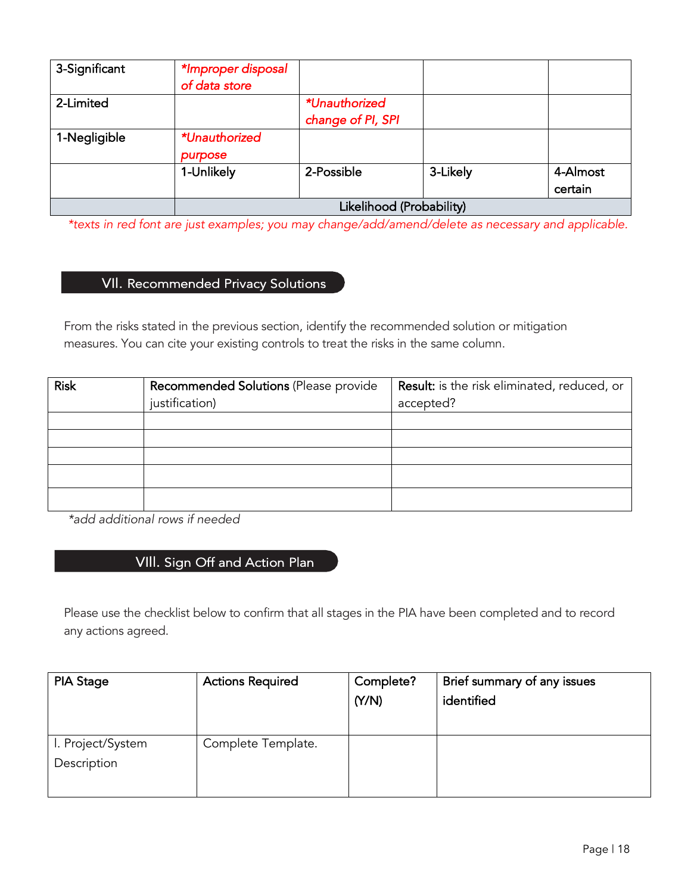| 3-Significant | *Improper disposal of data store | | | |
|---|---|---|---|---|
| 2-Limited | | *Unauthorized change of PI, SPI | | |
| 1-Negligible | *Unauthorized purpose | | | |
| | 1-Unlikely | 2-Possible | 3-Likely | 4-Almost certain |
| | Likelihood (Probability) | | | |

*texts in red font are just examples; you may change/add/amend/delete as necessary and applicable.*

## VII. Recommended Privacy Solutions

From the risks stated in the previous section, identify the recommended solution or mitigation measures. You can cite your existing controls to treat the risks in the same column.

| Risk | **Recommended Solutions** (Please provide justification) | **Result:** is the risk eliminated, reduced, or accepted? |
|---|---|---|
| | | |
| | | |
| | | |
| | | |
| | | |

*add additional rows if needed*

## VIII. Sign Off and Action Plan

Please use the checklist below to confirm that all stages in the PIA have been completed and to record any actions agreed.

| PIA Stage | Actions Required | Complete? (Y/N) | Brief summary of any issues identified |
|---|---|---|---|
| I. Project/System Description | Complete Template. | | |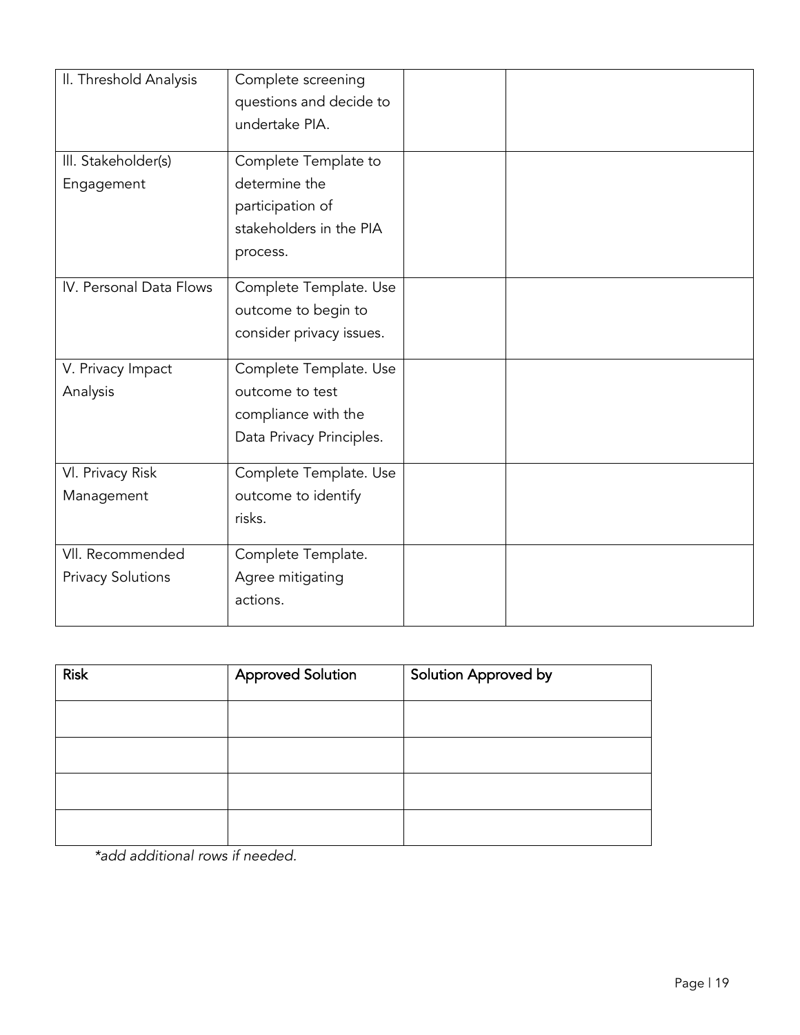| | | | |
|---|---|---|---|
| II. Threshold Analysis | Complete screening questions and decide to undertake PIA. | | |
| III. Stakeholder(s) Engagement | Complete Template to determine the participation of stakeholders in the PIA process. | | |
| IV. Personal Data Flows | Complete Template. Use outcome to begin to consider privacy issues. | | |
| V. Privacy Impact Analysis | Complete Template. Use outcome to test compliance with the Data Privacy Principles. | | |
| VI. Privacy Risk Management | Complete Template. Use outcome to identify risks. | | |
| VII. Recommended Privacy Solutions | Complete Template. Agree mitigating actions. | | |

| Risk | Approved Solution | Solution Approved by |
|---|---|---|
| | | |
| | | |
| | | |
| | | |

*\*add additional rows if needed.*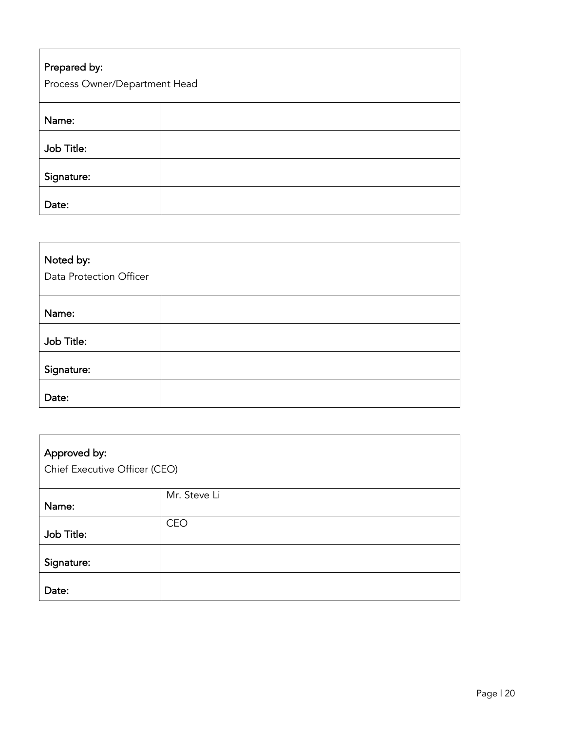| Prepared by:<br>Process Owner/Department Head | |
|---|---|
| Name: | |
| Job Title: | |
| Signature: | |
| Date: | |

| Noted by:<br>Data Protection Officer | |
|---|---|
| Name: | |
| Job Title: | |
| Signature: | |
| Date: | |

| Approved by:<br>Chief Executive Officer (CEO) | |
|---|---|
| Name: | Mr. Steve Li |
| Job Title: | CEO |
| Signature: | |
| Date: | |